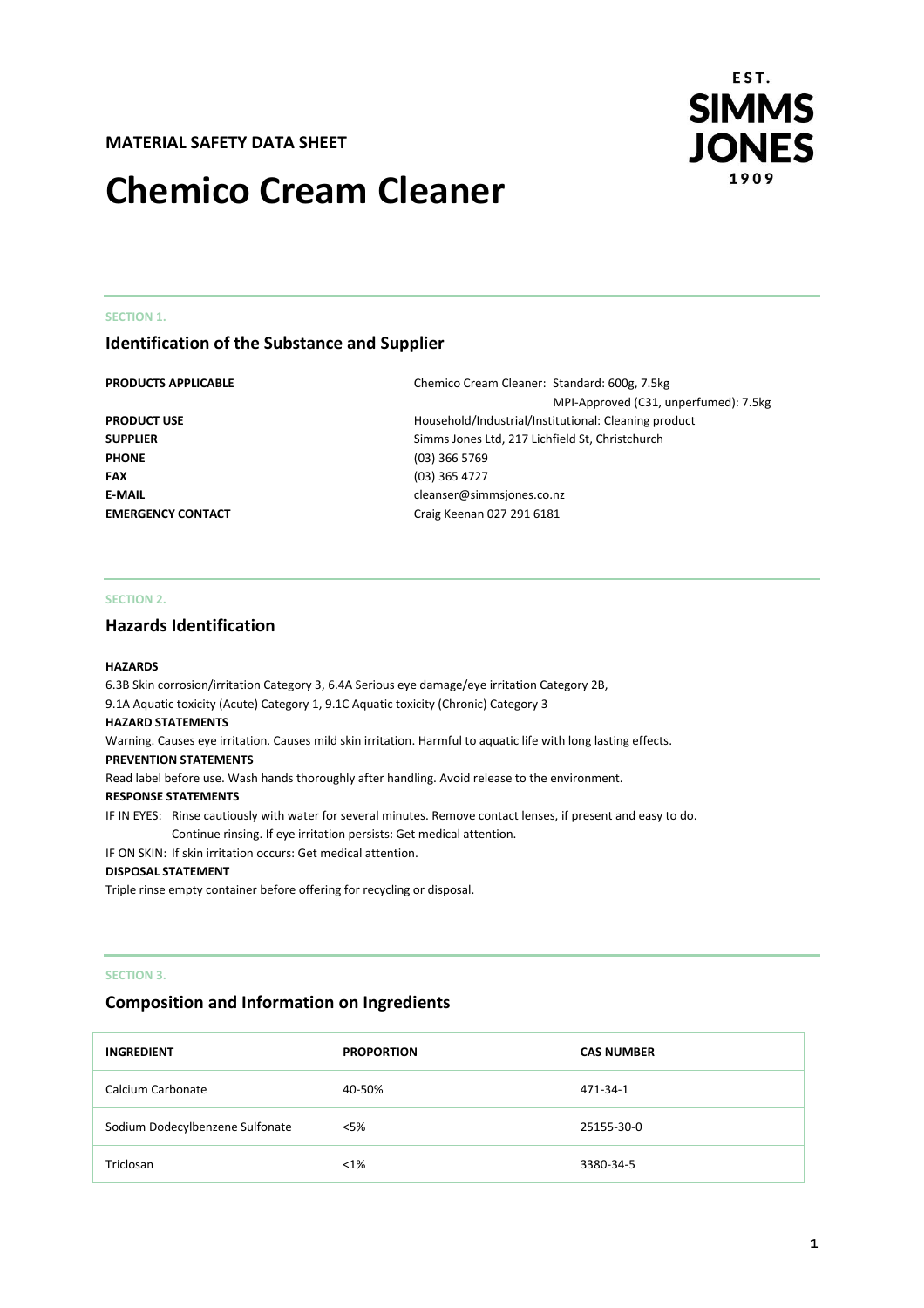**MATERIAL SAFETY DATA SHEET**

EST. SIMMS JONES 1909

# Chemico Cream Cleaner

SECTION 1.

## Identification of the Substance and Supplier

**PRODUCTS APPLICABLE** Chemico Cream Cleaner: Standard: 600g, 7.5kg
MPI-Approved (C31, unperfumed): 7.5kg

**PRODUCT USE** Household/Industrial/Institutional: Cleaning product

**SUPPLIER** Simms Jones Ltd, 217 Lichfield St, Christchurch

**PHONE** (03) 366 5769

**FAX** (03) 365 4727

**E-MAIL** cleanser@simmsjones.co.nz

**EMERGENCY CONTACT** Craig Keenan 027 291 6181

SECTION 2.

## Hazards Identification

**HAZARDS**

6.3B Skin corrosion/irritation Category 3, 6.4A Serious eye damage/eye irritation Category 2B,
9.1A Aquatic toxicity (Acute) Category 1, 9.1C Aquatic toxicity (Chronic) Category 3

**HAZARD STATEMENTS**

Warning. Causes eye irritation. Causes mild skin irritation. Harmful to aquatic life with long lasting effects.

**PREVENTION STATEMENTS**

Read label before use. Wash hands thoroughly after handling. Avoid release to the environment.

**RESPONSE STATEMENTS**

IF IN EYES: Rinse cautiously with water for several minutes. Remove contact lenses, if present and easy to do. Continue rinsing. If eye irritation persists: Get medical attention.

IF ON SKIN: If skin irritation occurs: Get medical attention.

**DISPOSAL STATEMENT**

Triple rinse empty container before offering for recycling or disposal.

SECTION 3.

## Composition and Information on Ingredients

| INGREDIENT | PROPORTION | CAS NUMBER |
|---|---|---|
| Calcium Carbonate | 40-50% | 471-34-1 |
| Sodium Dodecylbenzene Sulfonate | <5% | 25155-30-0 |
| Triclosan | <1% | 3380-34-5 |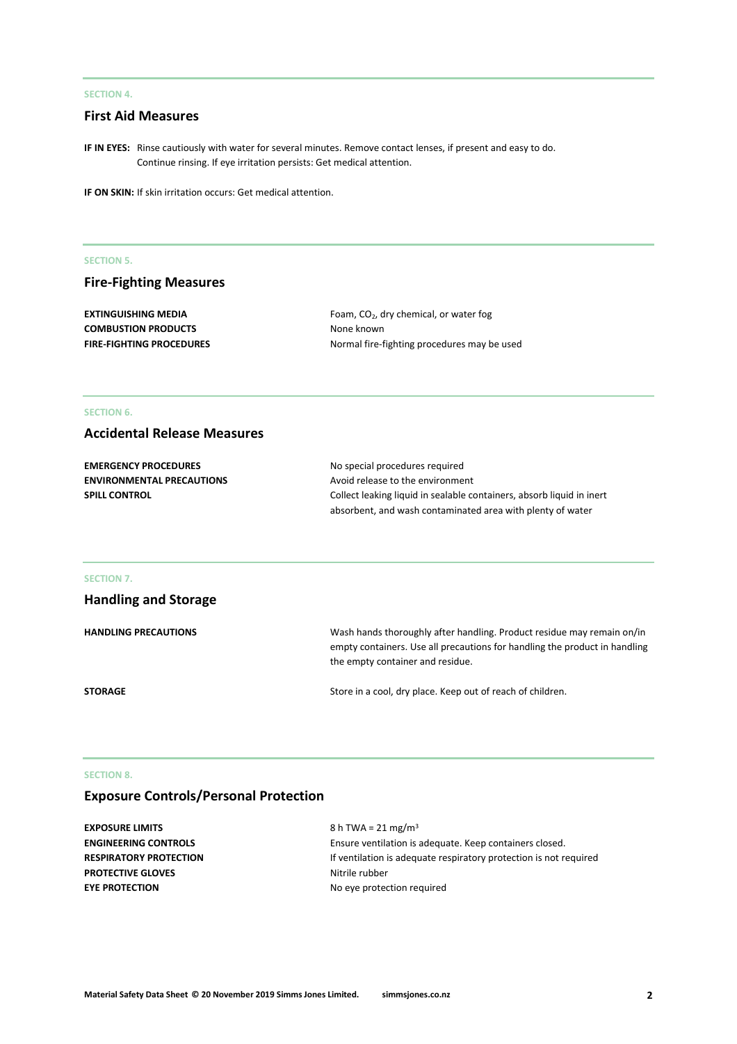SECTION 4.

## First Aid Measures

**IF IN EYES:** Rinse cautiously with water for several minutes. Remove contact lenses, if present and easy to do. Continue rinsing. If eye irritation persists: Get medical attention.

**IF ON SKIN:** If skin irritation occurs: Get medical attention.

SECTION 5.

## Fire-Fighting Measures

| | |
|---|---|
| **EXTINGUISHING MEDIA** | Foam, $CO_2$, dry chemical, or water fog |
| **COMBUSTION PRODUCTS** | None known |
| **FIRE-FIGHTING PROCEDURES** | Normal fire-fighting procedures may be used |

SECTION 6.

## Accidental Release Measures

| | |
|---|---|
| **EMERGENCY PROCEDURES** | No special procedures required |
| **ENVIRONMENTAL PRECAUTIONS** | Avoid release to the environment |
| **SPILL CONTROL** | Collect leaking liquid in sealable containers, absorb liquid in inert absorbent, and wash contaminated area with plenty of water |

SECTION 7.

## Handling and Storage

| | |
|---|---|
| **HANDLING PRECAUTIONS** | Wash hands thoroughly after handling. Product residue may remain on/in empty containers. Use all precautions for handling the product in handling the empty container and residue. |
| **STORAGE** | Store in a cool, dry place. Keep out of reach of children. |

SECTION 8.

## Exposure Controls/Personal Protection

| | |
|---|---|
| **EXPOSURE LIMITS** | 8 h TWA = 21 $mg/m^3$ |
| **ENGINEERING CONTROLS** | Ensure ventilation is adequate. Keep containers closed. |
| **RESPIRATORY PROTECTION** | If ventilation is adequate respiratory protection is not required |
| **PROTECTIVE GLOVES** | Nitrile rubber |
| **EYE PROTECTION** | No eye protection required |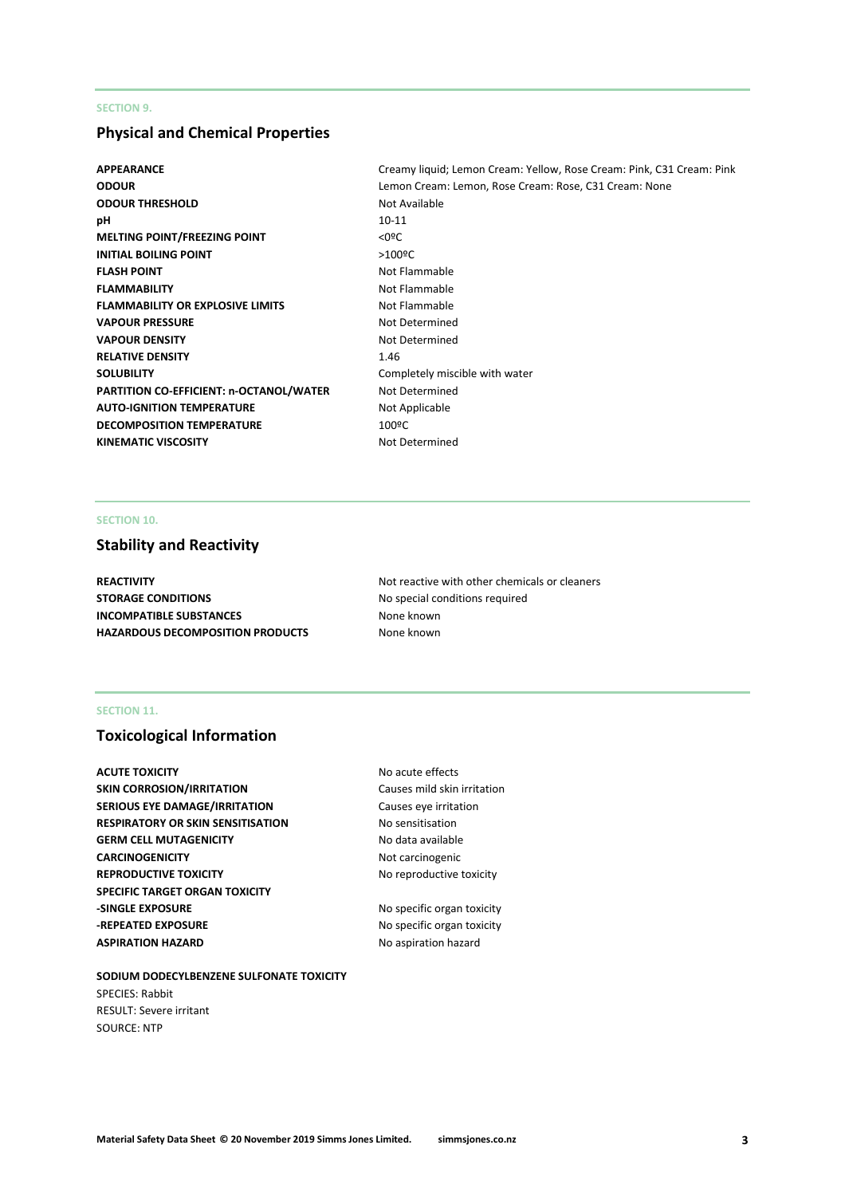SECTION 9.

## Physical and Chemical Properties

| | |
|---|---|
| **APPEARANCE** | Creamy liquid; Lemon Cream: Yellow, Rose Cream: Pink, C31 Cream: Pink |
| **ODOUR** | Lemon Cream: Lemon, Rose Cream: Rose, C31 Cream: None |
| **ODOUR THRESHOLD** | Not Available |
| **pH** | 10-11 |
| **MELTING POINT/FREEZING POINT** | <0ºC |
| **INITIAL BOILING POINT** | >100ºC |
| **FLASH POINT** | Not Flammable |
| **FLAMMABILITY** | Not Flammable |
| **FLAMMABILITY OR EXPLOSIVE LIMITS** | Not Flammable |
| **VAPOUR PRESSURE** | Not Determined |
| **VAPOUR DENSITY** | Not Determined |
| **RELATIVE DENSITY** | 1.46 |
| **SOLUBILITY** | Completely miscible with water |
| **PARTITION CO-EFFICIENT: n-OCTANOL/WATER** | Not Determined |
| **AUTO-IGNITION TEMPERATURE** | Not Applicable |
| **DECOMPOSITION TEMPERATURE** | 100ºC |
| **KINEMATIC VISCOSITY** | Not Determined |

SECTION 10.

## Stability and Reactivity

| | |
|---|---|
| **REACTIVITY** | Not reactive with other chemicals or cleaners |
| **STORAGE CONDITIONS** | No special conditions required |
| **INCOMPATIBLE SUBSTANCES** | None known |
| **HAZARDOUS DECOMPOSITION PRODUCTS** | None known |

SECTION 11.

## Toxicological Information

| | |
|---|---|
| **ACUTE TOXICITY** | No acute effects |
| **SKIN CORROSION/IRRITATION** | Causes mild skin irritation |
| **SERIOUS EYE DAMAGE/IRRITATION** | Causes eye irritation |
| **RESPIRATORY OR SKIN SENSITISATION** | No sensitisation |
| **GERM CELL MUTAGENICITY** | No data available |
| **CARCINOGENICITY** | Not carcinogenic |
| **REPRODUCTIVE TOXICITY** | No reproductive toxicity |
| **SPECIFIC TARGET ORGAN TOXICITY** | |
| **-SINGLE EXPOSURE** | No specific organ toxicity |
| **-REPEATED EXPOSURE** | No specific organ toxicity |
| **ASPIRATION HAZARD** | No aspiration hazard |

**SODIUM DODECYLBENZENE SULFONATE TOXICITY**

SPECIES: Rabbit
RESULT: Severe irritant
SOURCE: NTP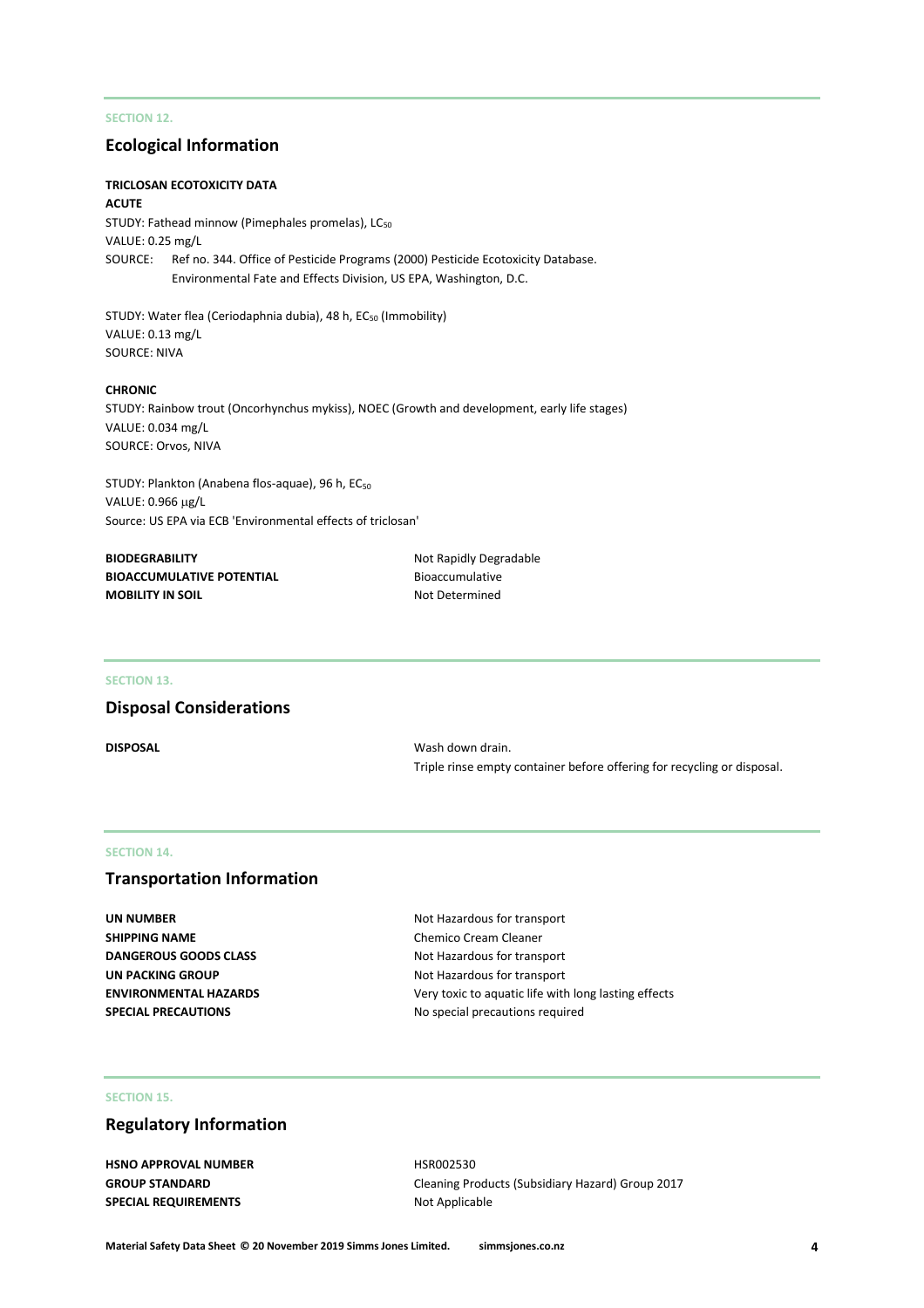SECTION 12.

## Ecological Information

**TRICLOSAN ECOTOXICITY DATA**

**ACUTE**

STUDY: Fathead minnow (Pimephales promelas), $LC_{50}$
VALUE: 0.25 mg/L
SOURCE: Ref no. 344. Office of Pesticide Programs (2000) Pesticide Ecotoxicity Database. Environmental Fate and Effects Division, US EPA, Washington, D.C.

STUDY: Water flea (Ceriodaphnia dubia), 48 h, $EC_{50}$ (Immobility)
VALUE: 0.13 mg/L
SOURCE: NIVA

**CHRONIC**

STUDY: Rainbow trout (Oncorhynchus mykiss), NOEC (Growth and development, early life stages)
VALUE: 0.034 mg/L
SOURCE: Orvos, NIVA

STUDY: Plankton (Anabena flos-aquae), 96 h, $EC_{50}$
VALUE: 0.966 μg/L
Source: US EPA via ECB 'Environmental effects of triclosan'

| | |
|---|---|
| **BIODEGRABILITY** | Not Rapidly Degradable |
| **BIOACCUMULATIVE POTENTIAL** | Bioaccumulative |
| **MOBILITY IN SOIL** | Not Determined |

SECTION 13.

## Disposal Considerations

| | |
|---|---|
| **DISPOSAL** | Wash down drain.<br>Triple rinse empty container before offering for recycling or disposal. |

SECTION 14.

## Transportation Information

| | |
|---|---|
| **UN NUMBER** | Not Hazardous for transport |
| **SHIPPING NAME** | Chemico Cream Cleaner |
| **DANGEROUS GOODS CLASS** | Not Hazardous for transport |
| **UN PACKING GROUP** | Not Hazardous for transport |
| **ENVIRONMENTAL HAZARDS** | Very toxic to aquatic life with long lasting effects |
| **SPECIAL PRECAUTIONS** | No special precautions required |

SECTION 15.

## Regulatory Information

| | |
|---|---|
| **HSNO APPROVAL NUMBER** | HSR002530 |
| **GROUP STANDARD** | Cleaning Products (Subsidiary Hazard) Group 2017 |
| **SPECIAL REQUIREMENTS** | Not Applicable |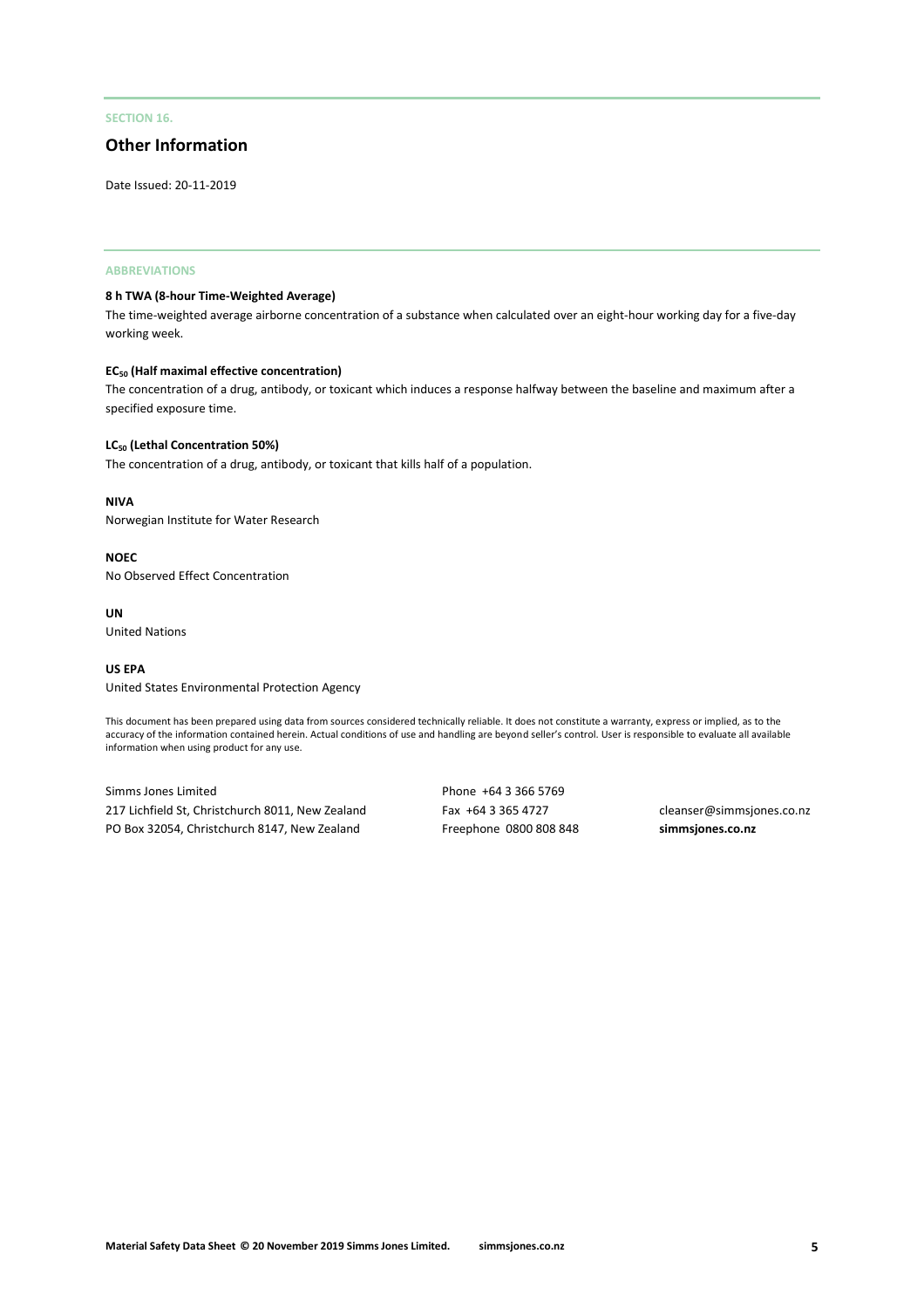SECTION 16.

## Other Information

Date Issued: 20-11-2019

### ABBREVIATIONS

**8 h TWA (8-hour Time-Weighted Average)**
The time-weighted average airborne concentration of a substance when calculated over an eight-hour working day for a five-day working week.

**$EC_{50}$ (Half maximal effective concentration)**
The concentration of a drug, antibody, or toxicant which induces a response halfway between the baseline and maximum after a specified exposure time.

**$LC_{50}$ (Lethal Concentration 50%)**
The concentration of a drug, antibody, or toxicant that kills half of a population.

**NIVA**
Norwegian Institute for Water Research

**NOEC**
No Observed Effect Concentration

**UN**
United Nations

**US EPA**
United States Environmental Protection Agency

This document has been prepared using data from sources considered technically reliable. It does not constitute a warranty, express or implied, as to the accuracy of the information contained herein. Actual conditions of use and handling are beyond seller's control. User is responsible to evaluate all available information when using product for any use.

Simms Jones Limited
217 Lichfield St, Christchurch 8011, New Zealand
PO Box 32054, Christchurch 8147, New Zealand

Phone +64 3 366 5769
Fax +64 3 365 4727
Freephone 0800 808 848

cleanser@simmsjones.co.nz
**simmsjones.co.nz**